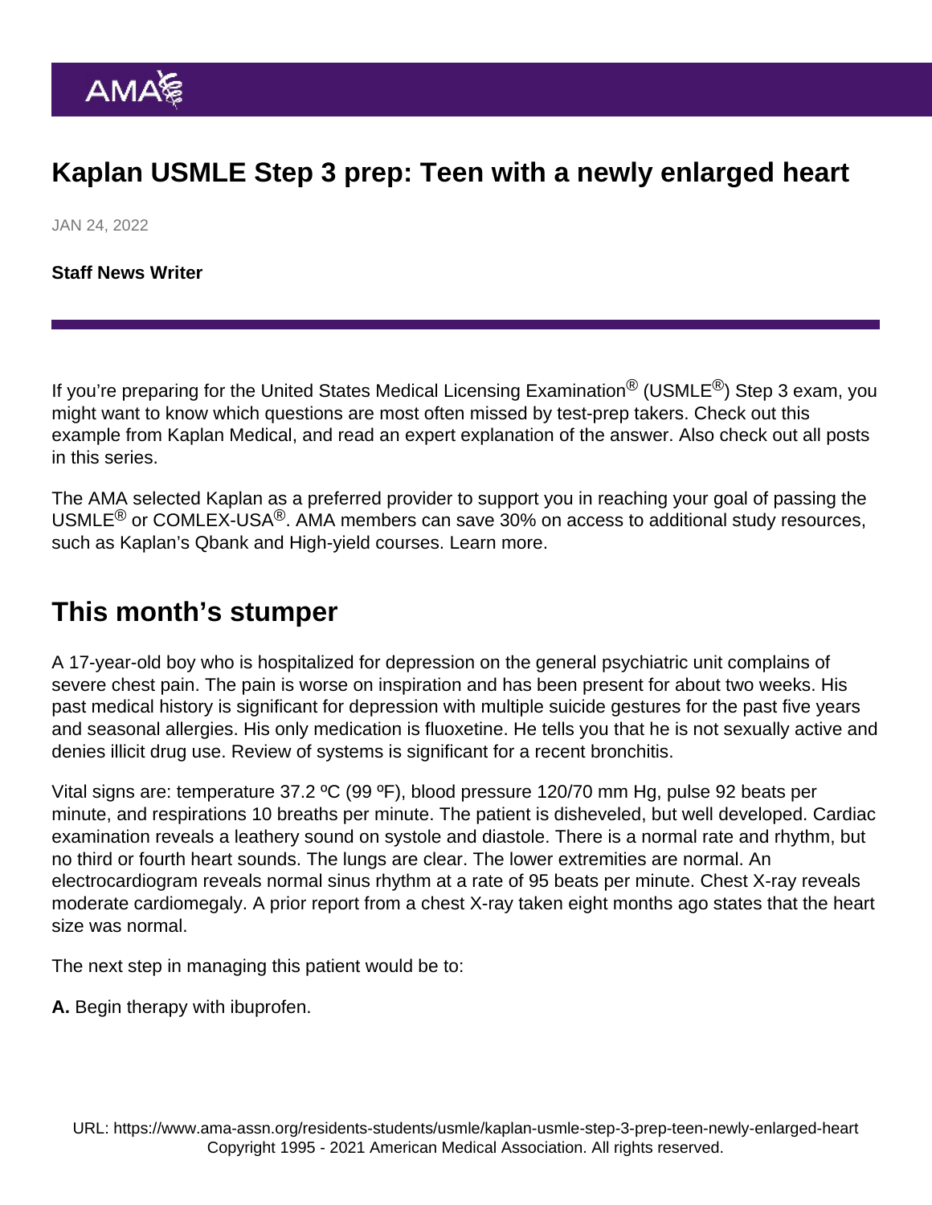# Kaplan USMLE Step 3 prep: Teen with a newly enlarged heart

JAN 24, 2022

**Staff News Writer**

If you're preparing for the United States Medical Licensing Examination® (USMLE®) Step 3 exam, you might want to know which questions are most often missed by test-prep takers. Check out this example from Kaplan Medical, and read an expert explanation of the answer. Also check out all posts in this series.

The AMA selected Kaplan as a preferred provider to support you in reaching your goal of passing the USMLE® or COMLEX-USA®. AMA members can save 30% on access to additional study resources, such as Kaplan's Qbank and High-yield courses. Learn more.

## This month's stumper

A 17-year-old boy who is hospitalized for depression on the general psychiatric unit complains of severe chest pain. The pain is worse on inspiration and has been present for about two weeks. His past medical history is significant for depression with multiple suicide gestures for the past five years and seasonal allergies. His only medication is fluoxetine. He tells you that he is not sexually active and denies illicit drug use. Review of systems is significant for a recent bronchitis.

Vital signs are: temperature 37.2 ºC (99 ºF), blood pressure 120/70 mm Hg, pulse 92 beats per minute, and respirations 10 breaths per minute. The patient is disheveled, but well developed. Cardiac examination reveals a leathery sound on systole and diastole. There is a normal rate and rhythm, but no third or fourth heart sounds. The lungs are clear. The lower extremities are normal. An electrocardiogram reveals normal sinus rhythm at a rate of 95 beats per minute. Chest X-ray reveals moderate cardiomegaly. A prior report from a chest X-ray taken eight months ago states that the heart size was normal.

The next step in managing this patient would be to:

**A.** Begin therapy with ibuprofen.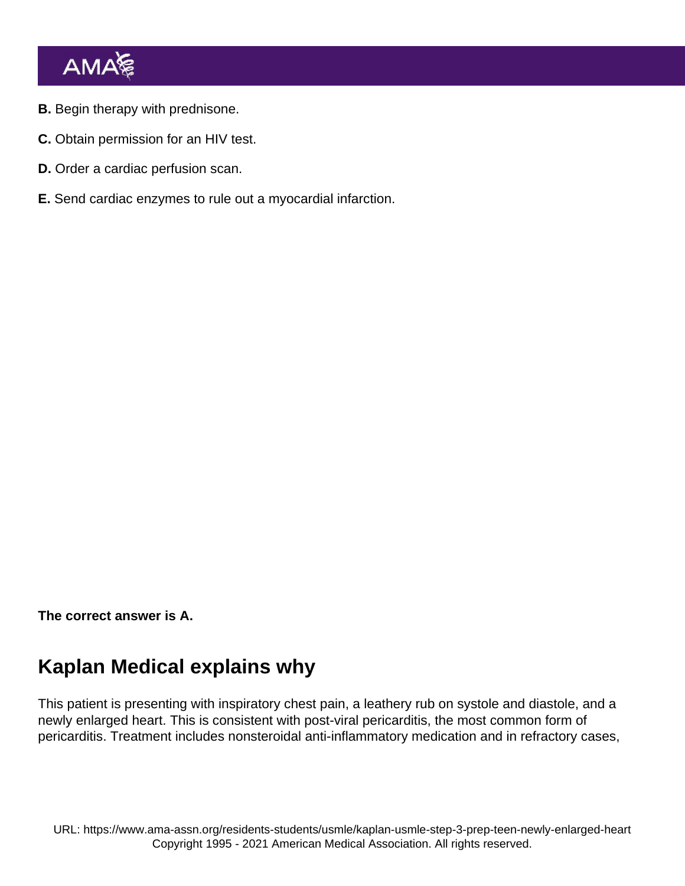**B.** Begin therapy with prednisone.

**C.** Obtain permission for an HIV test.

**D.** Order a cardiac perfusion scan.

**E.** Send cardiac enzymes to rule out a myocardial infarction.

**The correct answer is A.**

## Kaplan Medical explains why

This patient is presenting with inspiratory chest pain, a leathery rub on systole and diastole, and a newly enlarged heart. This is consistent with post-viral pericarditis, the most common form of pericarditis. Treatment includes nonsteroidal anti-inflammatory medication and in refractory cases,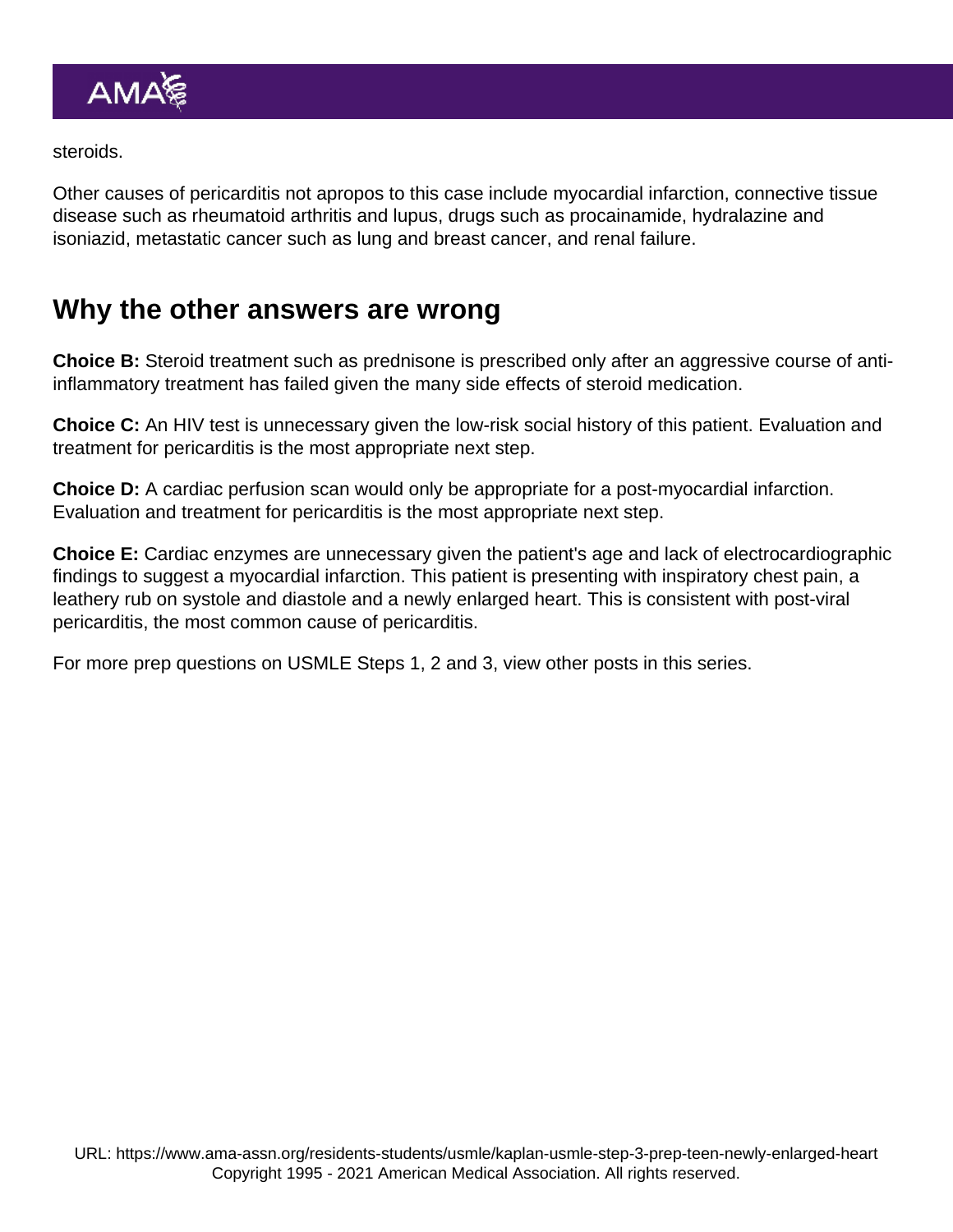steroids.

Other causes of pericarditis not apropos to this case include myocardial infarction, connective tissue disease such as rheumatoid arthritis and lupus, drugs such as procainamide, hydralazine and isoniazid, metastatic cancer such as lung and breast cancer, and renal failure.

## Why the other answers are wrong

**Choice B:** Steroid treatment such as prednisone is prescribed only after an aggressive course of anti-inflammatory treatment has failed given the many side effects of steroid medication.

**Choice C:** An HIV test is unnecessary given the low-risk social history of this patient. Evaluation and treatment for pericarditis is the most appropriate next step.

**Choice D:** A cardiac perfusion scan would only be appropriate for a post-myocardial infarction. Evaluation and treatment for pericarditis is the most appropriate next step.

**Choice E:** Cardiac enzymes are unnecessary given the patient's age and lack of electrocardiographic findings to suggest a myocardial infarction. This patient is presenting with inspiratory chest pain, a leathery rub on systole and diastole and a newly enlarged heart. This is consistent with post-viral pericarditis, the most common cause of pericarditis.

For more prep questions on USMLE Steps 1, 2 and 3, view other posts in this series.